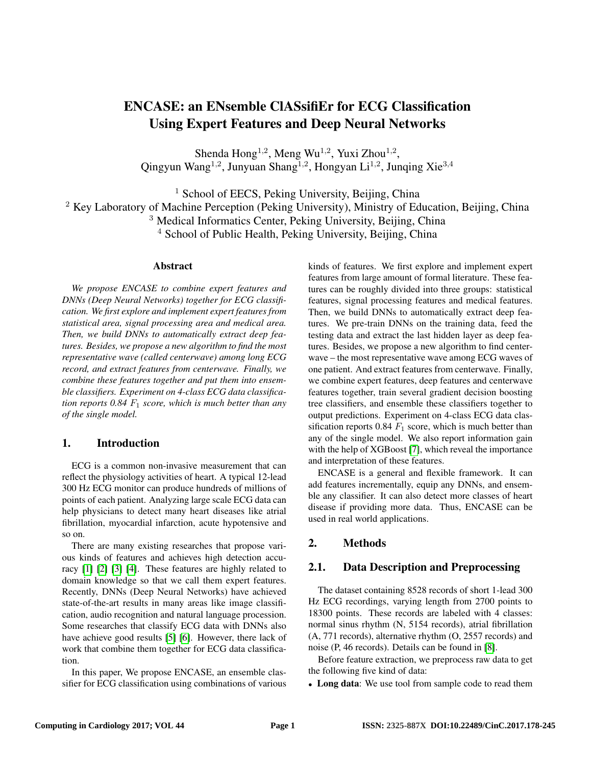# ENCASE: an ENsemble ClASsifiEr for ECG Classification Using Expert Features and Deep Neural Networks

Shenda Hong[1,2], Meng Wu[1,2], Yuxi Zhou[1,2], Qingyun Wang[1,2], Junyuan Shang[1,2], Hongyan Li[1,2], Junqing Xie[3,4]

[1] School of EECS, Peking University, Beijing, China
[2] Key Laboratory of Machine Perception (Peking University), Ministry of Education, Beijing, China
[3] Medical Informatics Center, Peking University, Beijing, China
[4] School of Public Health, Peking University, Beijing, China

## Abstract

*We propose ENCASE to combine expert features and DNNs (Deep Neural Networks) together for ECG classification. We first explore and implement expert features from statistical area, signal processing area and medical area. Then, we build DNNs to automatically extract deep features. Besides, we propose a new algorithm to find the most representative wave (called centerwave) among long ECG record, and extract features from centerwave. Finally, we combine these features together and put them into ensemble classifiers. Experiment on 4-class ECG data classification reports 0.84 $F_1$ score, which is much better than any of the single model.*

## 1. Introduction

ECG is a common non-invasive measurement that can reflect the physiology activities of heart. A typical 12-lead 300 Hz ECG monitor can produce hundreds of millions of points of each patient. Analyzing large scale ECG data can help physicians to detect many heart diseases like atrial fibrillation, myocardial infarction, acute hypotensive and so on.

There are many existing researches that propose various kinds of features and achieves high detection accuracy [1] [2] [3] [4]. These features are highly related to domain knowledge so that we call them expert features. Recently, DNNs (Deep Neural Networks) have achieved state-of-the-art results in many areas like image classification, audio recognition and natural language procession. Some researches that classify ECG data with DNNs also have achieve good results [5] [6]. However, there lack of work that combine them together for ECG data classification.

In this paper, We propose ENCASE, an ensemble classifier for ECG classification using combinations of various kinds of features. We first explore and implement expert features from large amount of formal literature. These features can be roughly divided into three groups: statistical features, signal processing features and medical features. Then, we build DNNs to automatically extract deep features. We pre-train DNNs on the training data, feed the testing data and extract the last hidden layer as deep features. Besides, we propose a new algorithm to find centerwave – the most representative wave among ECG waves of one patient. And extract features from centerwave. Finally, we combine expert features, deep features and centerwave features together, train several gradient decision boosting tree classifiers, and ensemble these classifiers together to output predictions. Experiment on 4-class ECG data classification reports 0.84 $F_1$ score, which is much better than any of the single model. We also report information gain with the help of XGBoost [7], which reveal the importance and interpretation of these features.

ENCASE is a general and flexible framework. It can add features incrementally, equip any DNNs, and ensemble any classifier. It can also detect more classes of heart disease if providing more data. Thus, ENCASE can be used in real world applications.

## 2. Methods

### 2.1. Data Description and Preprocessing

The dataset containing 8528 records of short 1-lead 300 Hz ECG recordings, varying length from 2700 points to 18300 points. These records are labeled with 4 classes: normal sinus rhythm (N, 5154 records), atrial fibrillation (A, 771 records), alternative rhythm (O, 2557 records) and noise (P, 46 records). Details can be found in [8].

Before feature extraction, we preprocess raw data to get the following five kind of data:

- **Long data**: We use tool from sample code to read them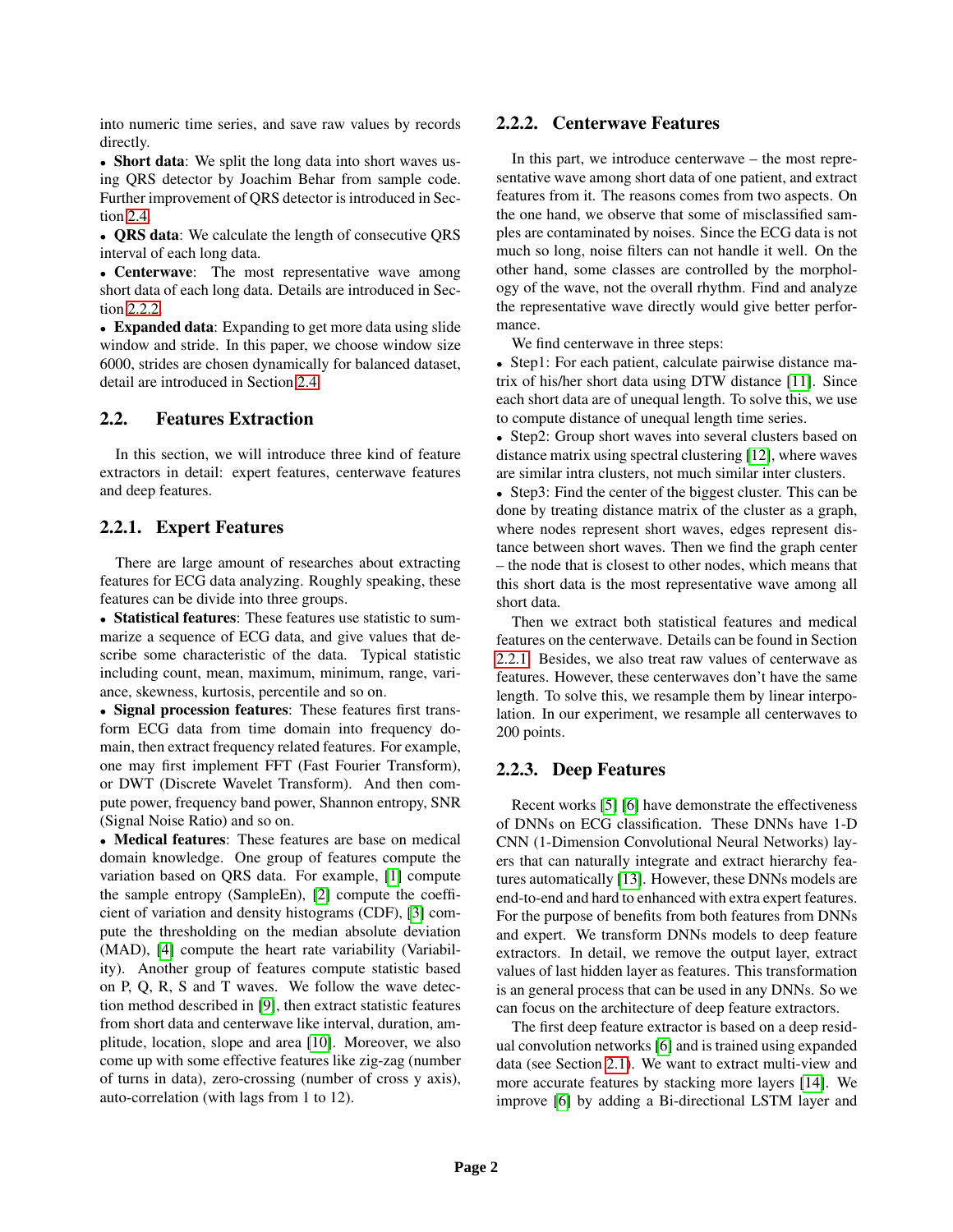into numeric time series, and save raw values by records directly.

- **Short data**: We split the long data into short waves using QRS detector by Joachim Behar from sample code. Further improvement of QRS detector is introduced in Section 2.4.
- **QRS data**: We calculate the length of consecutive QRS interval of each long data.
- **Centerwave**: The most representative wave among short data of each long data. Details are introduced in Section 2.2.2.
- **Expanded data**: Expanding to get more data using slide window and stride. In this paper, we choose window size 6000, strides are chosen dynamically for balanced dataset, detail are introduced in Section 2.4.

## 2.2. Features Extraction

In this section, we will introduce three kind of feature extractors in detail: expert features, centerwave features and deep features.

### 2.2.1. Expert Features

There are large amount of researches about extracting features for ECG data analyzing. Roughly speaking, these features can be divide into three groups.

- **Statistical features**: These features use statistic to summarize a sequence of ECG data, and give values that describe some characteristic of the data. Typical statistic including count, mean, maximum, minimum, range, variance, skewness, kurtosis, percentile and so on.
- **Signal procession features**: These features first transform ECG data from time domain into frequency domain, then extract frequency related features. For example, one may first implement FFT (Fast Fourier Transform), or DWT (Discrete Wavelet Transform). And then compute power, frequency band power, Shannon entropy, SNR (Signal Noise Ratio) and so on.
- **Medical features**: These features are base on medical domain knowledge. One group of features compute the variation based on QRS data. For example, [1] compute the sample entropy (SampleEn), [2] compute the coefficient of variation and density histograms (CDF), [3] compute the thresholding on the median absolute deviation (MAD), [4] compute the heart rate variability (Variability). Another group of features compute statistic based on P, Q, R, S and T waves. We follow the wave detection method described in [9], then extract statistic features from short data and centerwave like interval, duration, amplitude, location, slope and area [10]. Moreover, we also come up with some effective features like zig-zag (number of turns in data), zero-crossing (number of cross y axis), auto-correlation (with lags from 1 to 12).

### 2.2.2. Centerwave Features

In this part, we introduce centerwave – the most representative wave among short data of one patient, and extract features from it. The reasons comes from two aspects. On the one hand, we observe that some of misclassified samples are contaminated by noises. Since the ECG data is not much so long, noise filters can not handle it well. On the other hand, some classes are controlled by the morphology of the wave, not the overall rhythm. Find and analyze the representative wave directly would give better performance.

We find centerwave in three steps:

- Step1: For each patient, calculate pairwise distance matrix of his/her short data using DTW distance [11]. Since each short data are of unequal length. To solve this, we use to compute distance of unequal length time series.
- Step2: Group short waves into several clusters based on distance matrix using spectral clustering [12], where waves are similar intra clusters, not much similar inter clusters.
- Step3: Find the center of the biggest cluster. This can be done by treating distance matrix of the cluster as a graph, where nodes represent short waves, edges represent distance between short waves. Then we find the graph center – the node that is closest to other nodes, which means that this short data is the most representative wave among all short data.

Then we extract both statistical features and medical features on the centerwave. Details can be found in Section 2.2.1. Besides, we also treat raw values of centerwave as features. However, these centerwaves don't have the same length. To solve this, we resample them by linear interpolation. In our experiment, we resample all centerwaves to 200 points.

### 2.2.3. Deep Features

Recent works [5] [6] have demonstrate the effectiveness of DNNs on ECG classification. These DNNs have 1-D CNN (1-Dimension Convolutional Neural Networks) layers that can naturally integrate and extract hierarchy features automatically [13]. However, these DNNs models are end-to-end and hard to enhanced with extra expert features. For the purpose of benefits from both features from DNNs and expert. We transform DNNs models to deep feature extractors. In detail, we remove the output layer, extract values of last hidden layer as features. This transformation is an general process that can be used in any DNNs. So we can focus on the architecture of deep feature extractors.

The first deep feature extractor is based on a deep residual convolution networks [6] and is trained using expanded data (see Section 2.1). We want to extract multi-view and more accurate features by stacking more layers [14]. We improve [6] by adding a Bi-directional LSTM layer and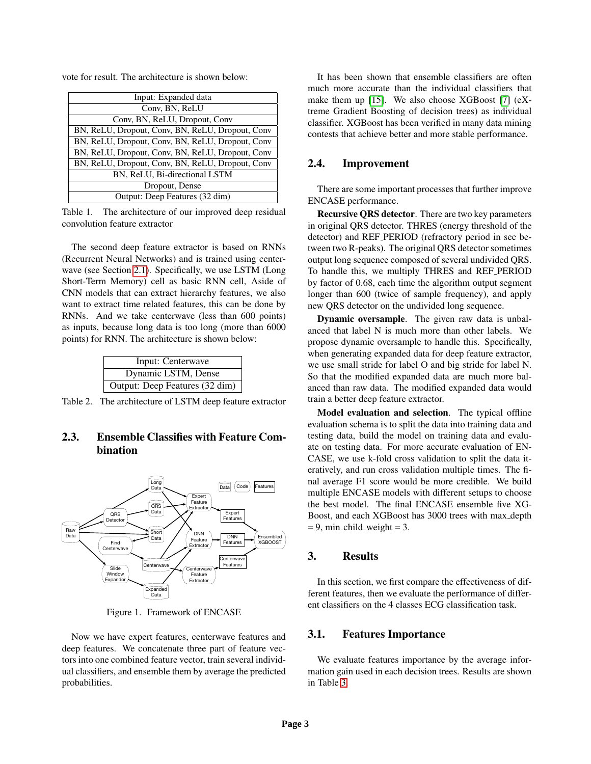vote for result. The architecture is shown below:

| |
|---|
| Input: Expanded data |
| Conv, BN, ReLU |
| Conv, BN, ReLU, Dropout, Conv |
| BN, ReLU, Dropout, Conv, BN, ReLU, Dropout, Conv |
| BN, ReLU, Dropout, Conv, BN, ReLU, Dropout, Conv |
| BN, ReLU, Dropout, Conv, BN, ReLU, Dropout, Conv |
| BN, ReLU, Dropout, Conv, BN, ReLU, Dropout, Conv |
| BN, ReLU, Bi-directional LSTM |
| Dropout, Dense |
| Output: Deep Features (32 dim) |

Table 1. The architecture of our improved deep residual convolution feature extractor

The second deep feature extractor is based on RNNs (Recurrent Neural Networks) and is trained using centerwave (see Section 2.1). Specifically, we use LSTM (Long Short-Term Memory) cell as basic RNN cell, Aside of CNN models that can extract hierarchy features, we also want to extract time related features, this can be done by RNNs. And we take centerwave (less than 600 points) as inputs, because long data is too long (more than 6000 points) for RNN. The architecture is shown below:

| |
|---|
| Input: Centerwave |
| Dynamic LSTM, Dense |
| Output: Deep Features (32 dim) |

Table 2. The architecture of LSTM deep feature extractor

## 2.3. Ensemble Classifies with Feature Combination

Long Data
QRS Data
Short Data
Raw Data
QRS Detector
Find Centerwave
Slide Window Expandor
Centerwave
Expanded Data
Expert Feature Extractor
DNN Feature Extractor
Centerwave Feature Extractor
Expert Features
DNN Features
Centerwave Features
Ensembled XGBOOST
Data
Code
Features

Figure 1. Framework of ENCASE

Now we have expert features, centerwave features and deep features. We concatenate three part of feature vectors into one combined feature vector, train several individual classifiers, and ensemble them by average the predicted probabilities.

It has been shown that ensemble classifiers are often much more accurate than the individual classifiers that make them up [15]. We also choose XGBoost [7] (eXtreme Gradient Boosting of decision trees) as individual classifier. XGBoost has been verified in many data mining contests that achieve better and more stable performance.

## 2.4. Improvement

There are some important processes that further improve ENCASE performance.

**Recursive QRS detector**. There are two key parameters in original QRS detector. THRES (energy threshold of the detector) and REF_PERIOD (refractory period in sec between two R-peaks). The original QRS detector sometimes output long sequence composed of several undivided QRS. To handle this, we multiply THRES and REF_PERIOD by factor of 0.68, each time the algorithm output segment longer than 600 (twice of sample frequency), and apply new QRS detector on the undivided long sequence.

**Dynamic oversample**. The given raw data is unbalanced that label N is much more than other labels. We propose dynamic oversample to handle this. Specifically, when generating expanded data for deep feature extractor, we use small stride for label O and big stride for label N. So that the modified expanded data are much more balanced than raw data. The modified expanded data would train a better deep feature extractor.

**Model evaluation and selection**. The typical offline evaluation schema is to split the data into training data and testing data, build the model on training data and evaluate on testing data. For more accurate evaluation of ENCASE, we use k-fold cross validation to split the data iteratively, and run cross validation multiple times. The final average F1 score would be more credible. We build multiple ENCASE models with different setups to choose the best model. The final ENCASE ensemble five XGBoost, and each XGBoost has 3000 trees with max_depth = 9, min_child_weight = 3.

## 3. Results

In this section, we first compare the effectiveness of different features, then we evaluate the performance of different classifiers on the 4 classes ECG classification task.

## 3.1. Features Importance

We evaluate features importance by the average information gain used in each decision trees. Results are shown in Table 3.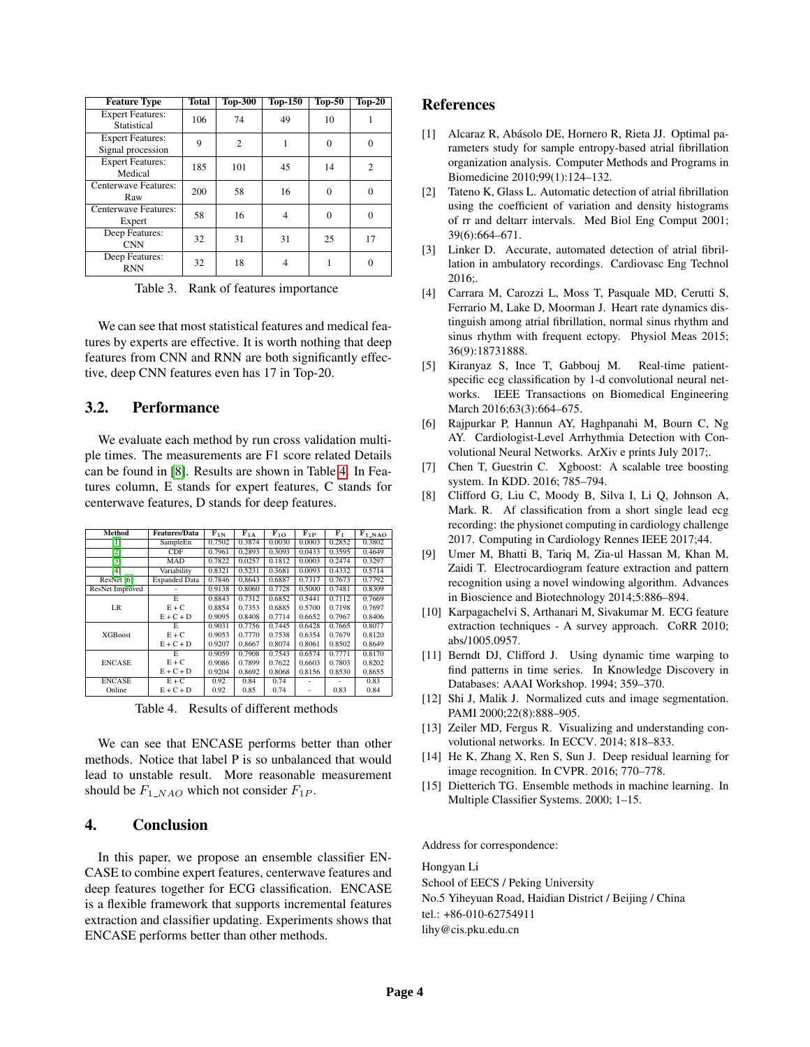| Feature Type | Total | Top-300 | Top-150 | Top-50 | Top-20 |
|---|---|---|---|---|---|
| Expert Features: Statistical | 106 | 74 | 49 | 10 | 1 |
| Expert Features: Signal procession | 9 | 2 | 1 | 0 | 0 |
| Expert Features: Medical | 185 | 101 | 45 | 14 | 2 |
| Centerwave Features: Raw | 200 | 58 | 16 | 0 | 0 |
| Centerwave Features: Expert | 58 | 16 | 4 | 0 | 0 |
| Deep Features: CNN | 32 | 31 | 31 | 25 | 17 |
| Deep Features: RNN | 32 | 18 | 4 | 1 | 0 |

Table 3. Rank of features importance

We can see that most statistical features and medical features by experts are effective. It is worth nothing that deep features from CNN and RNN are both significantly effective, deep CNN features even has 17 in Top-20.

## 3.2. Performance

We evaluate each method by run cross validation multiple times. The measurements are F1 score related Details can be found in [8]. Results are shown in Table 4. In Features column, E stands for expert features, C stands for centerwave features, D stands for deep features.

| Method | Features/Data | $F_{1N}$ | $F_{1A}$ | $F_{1O}$ | $F_{1P}$ | $F_1$ | $F_{1\_NAO}$ |
|---|---|---|---|---|---|---|---|
| [1] | SampleEn | 0.7502 | 0.3874 | 0.0030 | 0.0003 | 0.2852 | 0.3802 |
| [2] | CDF | 0.7961 | 0.2893 | 0.3093 | 0.0433 | 0.3595 | 0.4649 |
| [3] | MAD | 0.7822 | 0.0257 | 0.1812 | 0.0003 | 0.2474 | 0.3297 |
| [4] | Variability | 0.8321 | 0.5231 | 0.3681 | 0.0093 | 0.4332 | 0.5714 |
| ResNet [6] | Expanded Data | 0.7846 | 0.8643 | 0.6887 | 0.7317 | 0.7673 | 0.7792 |
| ResNet Improved | - | 0.9138 | 0.8060 | 0.7728 | 0.5000 | 0.7481 | 0.8309 |
| LR | E | 0.8843 | 0.7312 | 0.6852 | 0.5441 | 0.7112 | 0.7669 |
| | E + C | 0.8854 | 0.7353 | 0.6885 | 0.5700 | 0.7198 | 0.7697 |
| | E + C + D | 0.9095 | 0.8408 | 0.7714 | 0.6652 | 0.7967 | 0.8406 |
| XGBoost | E | 0.9031 | 0.7756 | 0.7445 | 0.6428 | 0.7665 | 0.8077 |
| | E + C | 0.9053 | 0.7770 | 0.7538 | 0.6354 | 0.7679 | 0.8120 |
| | E + C + D | 0.9207 | 0.8667 | 0.8074 | 0.8061 | 0.8502 | 0.8649 |
| ENCASE | E | 0.9059 | 0.7908 | 0.7543 | 0.6574 | 0.7771 | 0.8170 |
| | E + C | 0.9086 | 0.7899 | 0.7622 | 0.6603 | 0.7803 | 0.8202 |
| | E + C + D | 0.9204 | 0.8692 | 0.8068 | 0.8156 | 0.8530 | 0.8655 |
| ENCASE | E + C | 0.92 | 0.84 | 0.74 | - | - | 0.83 |
| Online | E + C + D | 0.92 | 0.85 | 0.74 | - | 0.83 | 0.84 |

Table 4. Results of different methods

We can see that ENCASE performs better than other methods. Notice that label P is so unbalanced that would lead to unstable result. More reasonable measurement should be $F_{1\_NAO}$ which not consider $F_{1P}$.

## 4. Conclusion

In this paper, we propose an ensemble classifier ENCASE to combine expert features, centerwave features and deep features together for ECG classification. ENCASE is a flexible framework that supports incremental features extraction and classifier updating. Experiments shows that ENCASE performs better than other methods.

## References

[1] Alcaraz R, Abásolo DE, Hornero R, Rieta JJ. Optimal parameters study for sample entropy-based atrial fibrillation organization analysis. Computer Methods and Programs in Biomedicine 2010;99(1):124–132.

[2] Tateno K, Glass L. Automatic detection of atrial fibrillation using the coefficient of variation and density histograms of rr and deltarr intervals. Med Biol Eng Comput 2001; 39(6):664–671.

[3] Linker D. Accurate, automated detection of atrial fibrillation in ambulatory recordings. Cardiovasc Eng Technol 2016;.

[4] Carrara M, Carozzi L, Moss T, Pasquale MD, Cerutti S, Ferrario M, Lake D, Moorman J. Heart rate dynamics distinguish among atrial fibrillation, normal sinus rhythm and sinus rhythm with frequent ectopy. Physiol Meas 2015; 36(9):18731888.

[5] Kiranyaz S, Ince T, Gabbouj M. Real-time patient-specific ecg classification by 1-d convolutional neural networks. IEEE Transactions on Biomedical Engineering March 2016;63(3):664–675.

[6] Rajpurkar P, Hannun AY, Haghpanahi M, Bourn C, Ng AY. Cardiologist-Level Arrhythmia Detection with Convolutional Neural Networks. ArXiv e prints July 2017;.

[7] Chen T, Guestrin C. Xgboost: A scalable tree boosting system. In KDD. 2016; 785–794.

[8] Clifford G, Liu C, Moody B, Silva I, Li Q, Johnson A, Mark. R. Af classification from a short single lead ecg recording: the physionet computing in cardiology challenge 2017. Computing in Cardiology Rennes IEEE 2017;44.

[9] Umer M, Bhatti B, Tariq M, Zia-ul Hassan M, Khan M, Zaidi T. Electrocardiogram feature extraction and pattern recognition using a novel windowing algorithm. Advances in Bioscience and Biotechnology 2014;5:886–894.

[10] Karpagachelvi S, Arthanari M, Sivakumar M. ECG feature extraction techniques - A survey approach. CoRR 2010; abs/1005.0957.

[11] Berndt DJ, Clifford J. Using dynamic time warping to find patterns in time series. In Knowledge Discovery in Databases: AAAI Workshop. 1994; 359–370.

[12] Shi J, Malik J. Normalized cuts and image segmentation. PAMI 2000;22(8):888–905.

[13] Zeiler MD, Fergus R. Visualizing and understanding convolutional networks. In ECCV. 2014; 818–833.

[14] He K, Zhang X, Ren S, Sun J. Deep residual learning for image recognition. In CVPR. 2016; 770–778.

[15] Dietterich TG. Ensemble methods in machine learning. In Multiple Classifier Systems. 2000; 1–15.

Address for correspondence:

Hongyan Li
School of EECS / Peking University
No.5 Yiheyuan Road, Haidian District / Beijing / China
tel.: +86-010-62754911
lihy@cis.pku.edu.cn